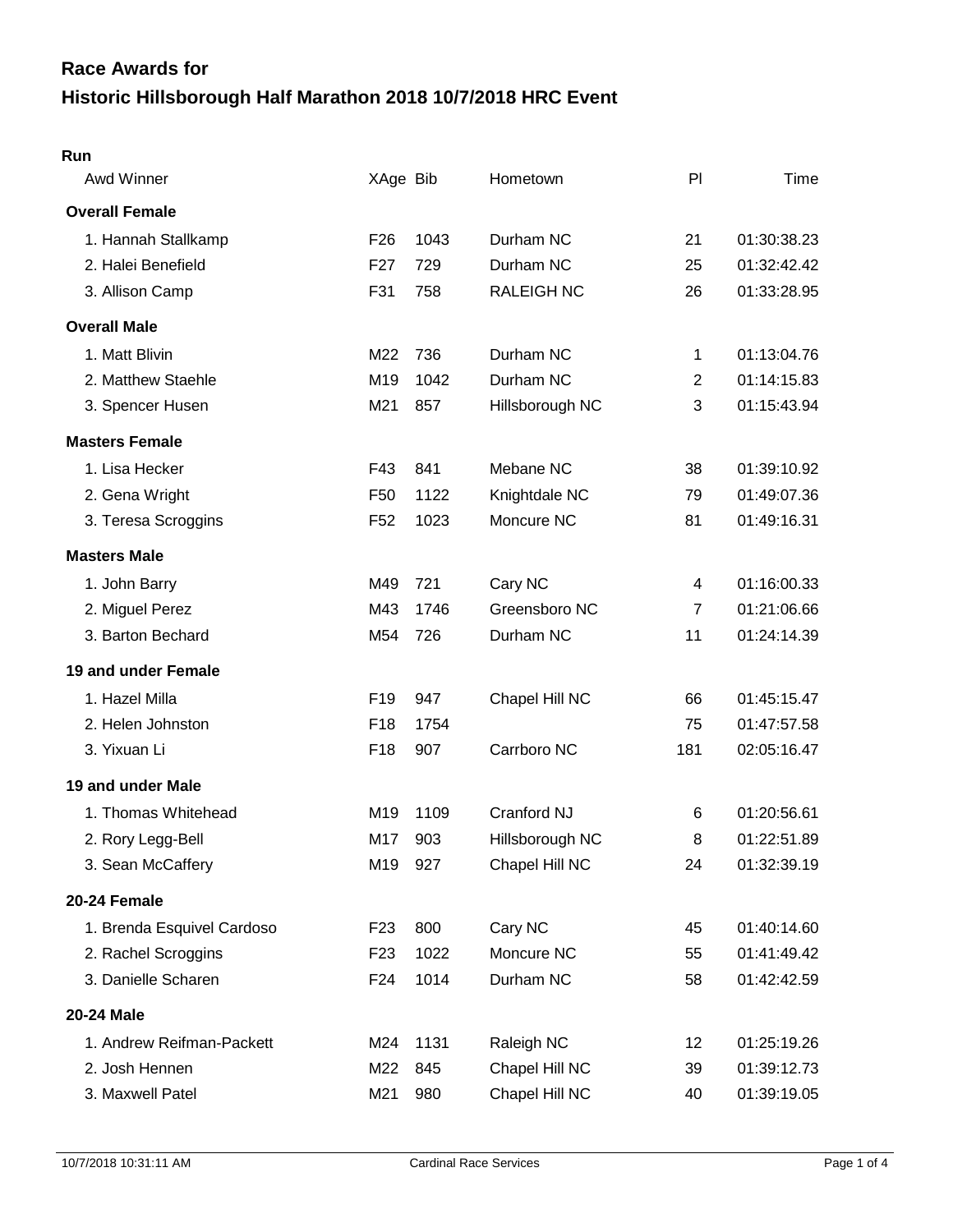## Race Awards for

# Historic Hillsborough Half Marathon 2018 10/7/2018 HRC Event

### Run

| Awd Winner | XAge | Bib | Hometown | Pl | Time |
|---|---|---|---|---|---|
| **Overall Female** | | | | | |
| 1. Hannah Stallkamp | F26 | 1043 | Durham NC | 21 | 01:30:38.23 |
| 2. Halei Benefield | F27 | 729 | Durham NC | 25 | 01:32:42.42 |
| 3. Allison Camp | F31 | 758 | RALEIGH NC | 26 | 01:33:28.95 |
| **Overall Male** | | | | | |
| 1. Matt Blivin | M22 | 736 | Durham NC | 1 | 01:13:04.76 |
| 2. Matthew Staehle | M19 | 1042 | Durham NC | 2 | 01:14:15.83 |
| 3. Spencer Husen | M21 | 857 | Hillsborough NC | 3 | 01:15:43.94 |
| **Masters Female** | | | | | |
| 1. Lisa Hecker | F43 | 841 | Mebane NC | 38 | 01:39:10.92 |
| 2. Gena Wright | F50 | 1122 | Knightdale NC | 79 | 01:49:07.36 |
| 3. Teresa Scroggins | F52 | 1023 | Moncure NC | 81 | 01:49:16.31 |
| **Masters Male** | | | | | |
| 1. John Barry | M49 | 721 | Cary NC | 4 | 01:16:00.33 |
| 2. Miguel Perez | M43 | 1746 | Greensboro NC | 7 | 01:21:06.66 |
| 3. Barton Bechard | M54 | 726 | Durham NC | 11 | 01:24:14.39 |
| **19 and under Female** | | | | | |
| 1. Hazel Milla | F19 | 947 | Chapel Hill NC | 66 | 01:45:15.47 |
| 2. Helen Johnston | F18 | 1754 | | 75 | 01:47:57.58 |
| 3. Yixuan Li | F18 | 907 | Carrboro NC | 181 | 02:05:16.47 |
| **19 and under Male** | | | | | |
| 1. Thomas Whitehead | M19 | 1109 | Cranford NJ | 6 | 01:20:56.61 |
| 2. Rory Legg-Bell | M17 | 903 | Hillsborough NC | 8 | 01:22:51.89 |
| 3. Sean McCaffery | M19 | 927 | Chapel Hill NC | 24 | 01:32:39.19 |
| **20-24 Female** | | | | | |
| 1. Brenda Esquivel Cardoso | F23 | 800 | Cary NC | 45 | 01:40:14.60 |
| 2. Rachel Scroggins | F23 | 1022 | Moncure NC | 55 | 01:41:49.42 |
| 3. Danielle Scharen | F24 | 1014 | Durham NC | 58 | 01:42:42.59 |
| **20-24 Male** | | | | | |
| 1. Andrew Reifman-Packett | M24 | 1131 | Raleigh NC | 12 | 01:25:19.26 |
| 2. Josh Hennen | M22 | 845 | Chapel Hill NC | 39 | 01:39:12.73 |
| 3. Maxwell Patel | M21 | 980 | Chapel Hill NC | 40 | 01:39:19.05 |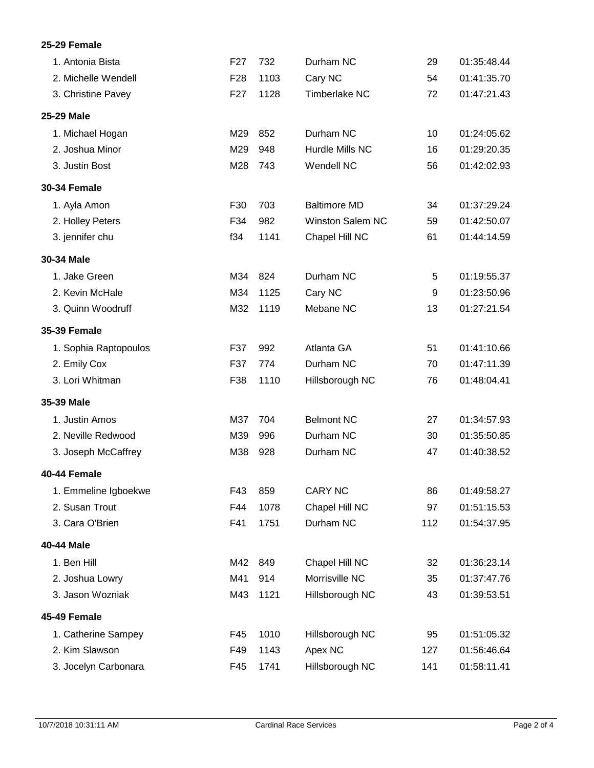**25-29 Female**

| | | | | | |
|---|---|---|---|---|---|
| 1. Antonia Bista | F27 | 732 | Durham NC | 29 | 01:35:48.44 |
| 2. Michelle Wendell | F28 | 1103 | Cary NC | 54 | 01:41:35.70 |
| 3. Christine Pavey | F27 | 1128 | Timberlake NC | 72 | 01:47:21.43 |

**25-29 Male**

| | | | | | |
|---|---|---|---|---|---|
| 1. Michael Hogan | M29 | 852 | Durham NC | 10 | 01:24:05.62 |
| 2. Joshua Minor | M29 | 948 | Hurdle Mills NC | 16 | 01:29:20.35 |
| 3. Justin Bost | M28 | 743 | Wendell NC | 56 | 01:42:02.93 |

**30-34 Female**

| | | | | | |
|---|---|---|---|---|---|
| 1. Ayla Amon | F30 | 703 | Baltimore MD | 34 | 01:37:29.24 |
| 2. Holley Peters | F34 | 982 | Winston Salem NC | 59 | 01:42:50.07 |
| 3. jennifer chu | f34 | 1141 | Chapel Hill NC | 61 | 01:44:14.59 |

**30-34 Male**

| | | | | | |
|---|---|---|---|---|---|
| 1. Jake Green | M34 | 824 | Durham NC | 5 | 01:19:55.37 |
| 2. Kevin McHale | M34 | 1125 | Cary NC | 9 | 01:23:50.96 |
| 3. Quinn Woodruff | M32 | 1119 | Mebane NC | 13 | 01:27:21.54 |

**35-39 Female**

| | | | | | |
|---|---|---|---|---|---|
| 1. Sophia Raptopoulos | F37 | 992 | Atlanta GA | 51 | 01:41:10.66 |
| 2. Emily Cox | F37 | 774 | Durham NC | 70 | 01:47:11.39 |
| 3. Lori Whitman | F38 | 1110 | Hillsborough NC | 76 | 01:48:04.41 |

**35-39 Male**

| | | | | | |
|---|---|---|---|---|---|
| 1. Justin Amos | M37 | 704 | Belmont NC | 27 | 01:34:57.93 |
| 2. Neville Redwood | M39 | 996 | Durham NC | 30 | 01:35:50.85 |
| 3. Joseph McCaffrey | M38 | 928 | Durham NC | 47 | 01:40:38.52 |

**40-44 Female**

| | | | | | |
|---|---|---|---|---|---|
| 1. Emmeline Igboekwe | F43 | 859 | CARY NC | 86 | 01:49:58.27 |
| 2. Susan Trout | F44 | 1078 | Chapel Hill NC | 97 | 01:51:15.53 |
| 3. Cara O'Brien | F41 | 1751 | Durham NC | 112 | 01:54:37.95 |

**40-44 Male**

| | | | | | |
|---|---|---|---|---|---|
| 1. Ben Hill | M42 | 849 | Chapel Hill NC | 32 | 01:36:23.14 |
| 2. Joshua Lowry | M41 | 914 | Morrisville NC | 35 | 01:37:47.76 |
| 3. Jason Wozniak | M43 | 1121 | Hillsborough NC | 43 | 01:39:53.51 |

**45-49 Female**

| | | | | | |
|---|---|---|---|---|---|
| 1. Catherine Sampey | F45 | 1010 | Hillsborough NC | 95 | 01:51:05.32 |
| 2. Kim Slawson | F49 | 1143 | Apex NC | 127 | 01:56:46.64 |
| 3. Jocelyn Carbonara | F45 | 1741 | Hillsborough NC | 141 | 01:58:11.41 |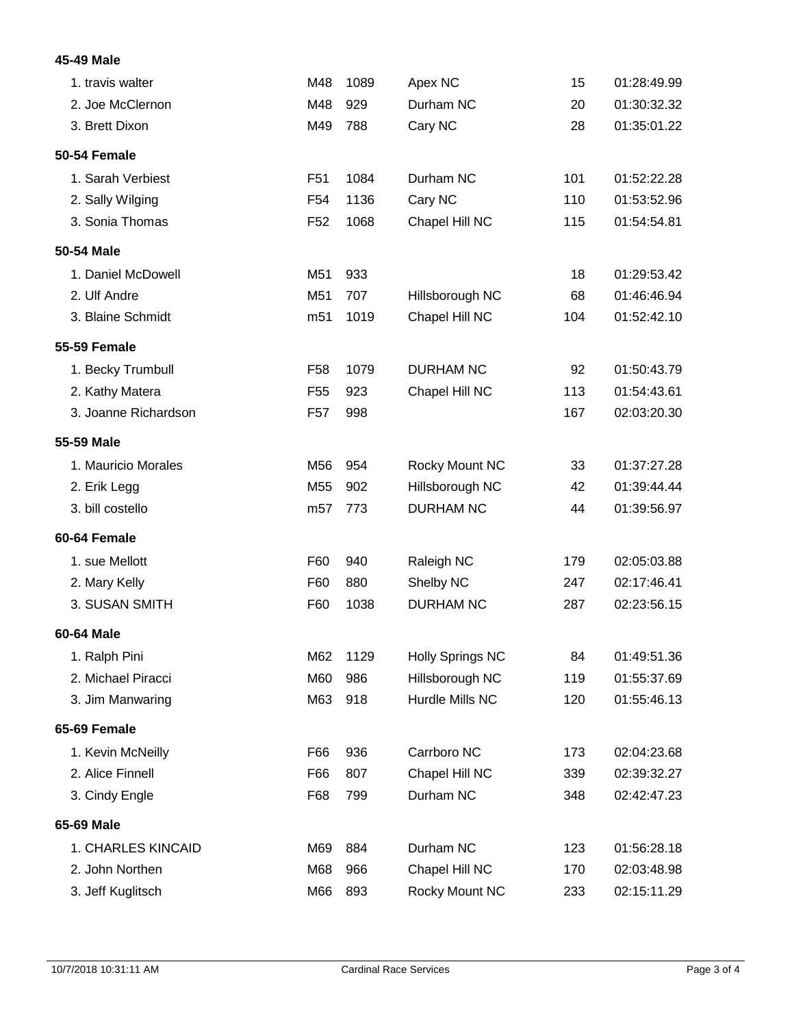**45-49 Male**

| | | | | | |
|---|---|---|---|---|---|
| 1. travis walter | M48 | 1089 | Apex NC | 15 | 01:28:49.99 |
| 2. Joe McClernon | M48 | 929 | Durham NC | 20 | 01:30:32.32 |
| 3. Brett Dixon | M49 | 788 | Cary NC | 28 | 01:35:01.22 |

**50-54 Female**

| | | | | | |
|---|---|---|---|---|---|
| 1. Sarah Verbiest | F51 | 1084 | Durham NC | 101 | 01:52:22.28 |
| 2. Sally Wilging | F54 | 1136 | Cary NC | 110 | 01:53:52.96 |
| 3. Sonia Thomas | F52 | 1068 | Chapel Hill NC | 115 | 01:54:54.81 |

**50-54 Male**

| | | | | | |
|---|---|---|---|---|---|
| 1. Daniel McDowell | M51 | 933 | | 18 | 01:29:53.42 |
| 2. Ulf Andre | M51 | 707 | Hillsborough NC | 68 | 01:46:46.94 |
| 3. Blaine Schmidt | m51 | 1019 | Chapel Hill NC | 104 | 01:52:42.10 |

**55-59 Female**

| | | | | | |
|---|---|---|---|---|---|
| 1. Becky Trumbull | F58 | 1079 | DURHAM NC | 92 | 01:50:43.79 |
| 2. Kathy Matera | F55 | 923 | Chapel Hill NC | 113 | 01:54:43.61 |
| 3. Joanne Richardson | F57 | 998 | | 167 | 02:03:20.30 |

**55-59 Male**

| | | | | | |
|---|---|---|---|---|---|
| 1. Mauricio Morales | M56 | 954 | Rocky Mount NC | 33 | 01:37:27.28 |
| 2. Erik Legg | M55 | 902 | Hillsborough NC | 42 | 01:39:44.44 |
| 3. bill costello | m57 | 773 | DURHAM NC | 44 | 01:39:56.97 |

**60-64 Female**

| | | | | | |
|---|---|---|---|---|---|
| 1. sue Mellott | F60 | 940 | Raleigh NC | 179 | 02:05:03.88 |
| 2. Mary Kelly | F60 | 880 | Shelby NC | 247 | 02:17:46.41 |
| 3. SUSAN SMITH | F60 | 1038 | DURHAM NC | 287 | 02:23:56.15 |

**60-64 Male**

| | | | | | |
|---|---|---|---|---|---|
| 1. Ralph Pini | M62 | 1129 | Holly Springs NC | 84 | 01:49:51.36 |
| 2. Michael Piracci | M60 | 986 | Hillsborough NC | 119 | 01:55:37.69 |
| 3. Jim Manwaring | M63 | 918 | Hurdle Mills NC | 120 | 01:55:46.13 |

**65-69 Female**

| | | | | | |
|---|---|---|---|---|---|
| 1. Kevin McNeilly | F66 | 936 | Carrboro NC | 173 | 02:04:23.68 |
| 2. Alice Finnell | F66 | 807 | Chapel Hill NC | 339 | 02:39:32.27 |
| 3. Cindy Engle | F68 | 799 | Durham NC | 348 | 02:42:47.23 |

**65-69 Male**

| | | | | | |
|---|---|---|---|---|---|
| 1. CHARLES KINCAID | M69 | 884 | Durham NC | 123 | 01:56:28.18 |
| 2. John Northen | M68 | 966 | Chapel Hill NC | 170 | 02:03:48.98 |
| 3. Jeff Kuglitsch | M66 | 893 | Rocky Mount NC | 233 | 02:15:11.29 |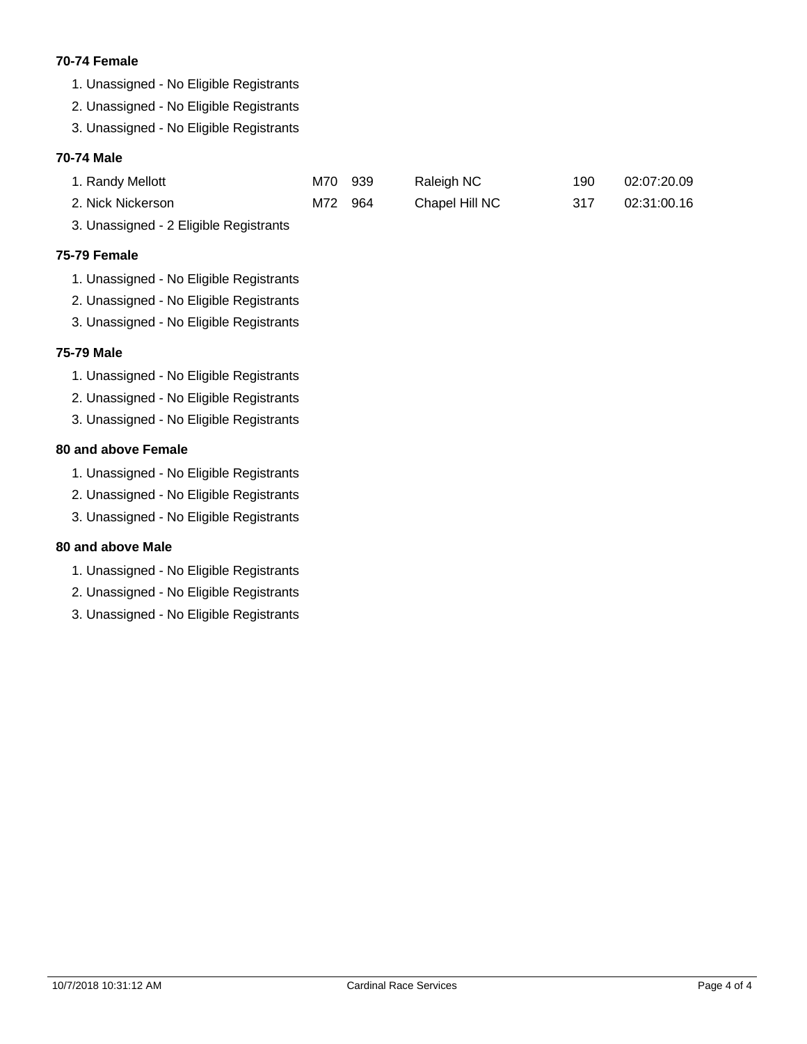#### 70-74 Female

1. Unassigned - No Eligible Registrants
2. Unassigned - No Eligible Registrants
3. Unassigned - No Eligible Registrants

#### 70-74 Male

| | | | | | |
|---|---|---|---|---|---|
| 1. Randy Mellott | M70 | 939 | Raleigh NC | 190 | 02:07:20.09 |
| 2. Nick Nickerson | M72 | 964 | Chapel Hill NC | 317 | 02:31:00.16 |
| 3. Unassigned - 2 Eligible Registrants | | | | | |

#### 75-79 Female

1. Unassigned - No Eligible Registrants
2. Unassigned - No Eligible Registrants
3. Unassigned - No Eligible Registrants

#### 75-79 Male

1. Unassigned - No Eligible Registrants
2. Unassigned - No Eligible Registrants
3. Unassigned - No Eligible Registrants

#### 80 and above Female

1. Unassigned - No Eligible Registrants
2. Unassigned - No Eligible Registrants
3. Unassigned - No Eligible Registrants

#### 80 and above Male

1. Unassigned - No Eligible Registrants
2. Unassigned - No Eligible Registrants
3. Unassigned - No Eligible Registrants